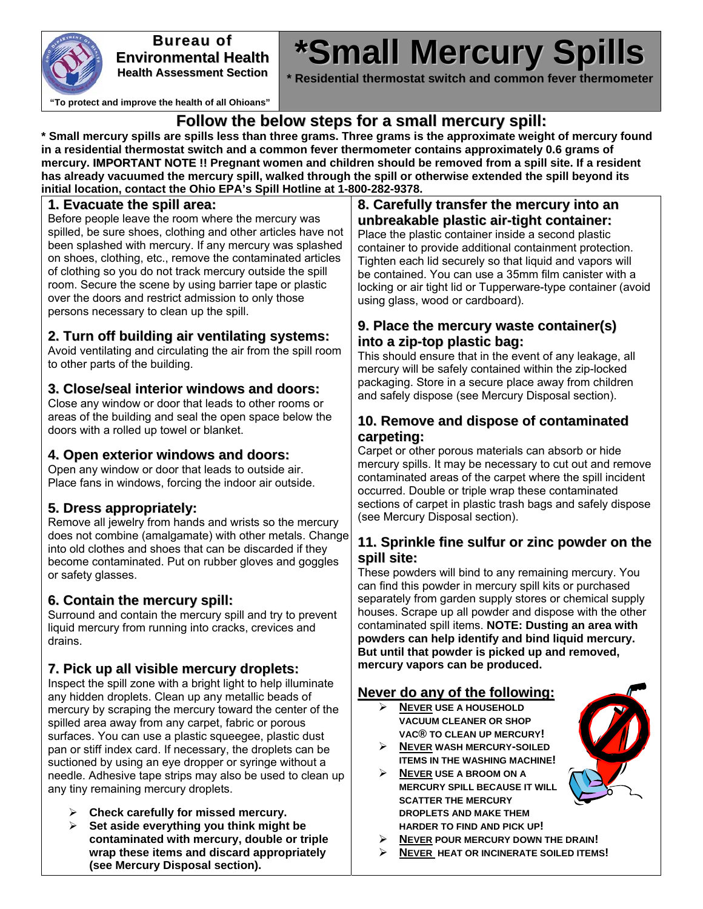**Bureau of Environmental Health**
**Health Assessment Section**

**"To protect and improve the health of all Ohioans"**

# *Small Mercury Spills

**\* Residential thermostat switch and common fever thermometer**

## Follow the below steps for a small mercury spill:

**\* Small mercury spills are spills less than three grams. Three grams is the approximate weight of mercury found in a residential thermostat switch and a common fever thermometer contains approximately 0.6 grams of mercury. IMPORTANT NOTE !! Pregnant women and children should be removed from a spill site. If a resident has already vacuumed the mercury spill, walked through the spill or otherwise extended the spill beyond its initial location, contact the Ohio EPA's Spill Hotline at 1-800-282-9378.**

### 1. Evacuate the spill area:

Before people leave the room where the mercury was spilled, be sure shoes, clothing and other articles have not been splashed with mercury. If any mercury was splashed on shoes, clothing, etc., remove the contaminated articles of clothing so you do not track mercury outside the spill room. Secure the scene by using barrier tape or plastic over the doors and restrict admission to only those persons necessary to clean up the spill.

### 2. Turn off building air ventilating systems:

Avoid ventilating and circulating the air from the spill room to other parts of the building.

### 3. Close/seal interior windows and doors:

Close any window or door that leads to other rooms or areas of the building and seal the open space below the doors with a rolled up towel or blanket.

### 4. Open exterior windows and doors:

Open any window or door that leads to outside air. Place fans in windows, forcing the indoor air outside.

### 5. Dress appropriately:

Remove all jewelry from hands and wrists so the mercury does not combine (amalgamate) with other metals. Change into old clothes and shoes that can be discarded if they become contaminated. Put on rubber gloves and goggles or safety glasses.

### 6. Contain the mercury spill:

Surround and contain the mercury spill and try to prevent liquid mercury from running into cracks, crevices and drains.

### 7. Pick up all visible mercury droplets:

Inspect the spill zone with a bright light to help illuminate any hidden droplets. Clean up any metallic beads of mercury by scraping the mercury toward the center of the spilled area away from any carpet, fabric or porous surfaces. You can use a plastic squeegee, plastic dust pan or stiff index card. If necessary, the droplets can be suctioned by using an eye dropper or syringe without a needle. Adhesive tape strips may also be used to clean up any tiny remaining mercury droplets.

- **Check carefully for missed mercury.**
- **Set aside everything you think might be contaminated with mercury, double or triple wrap these items and discard appropriately (see Mercury Disposal section).**

### 8. Carefully transfer the mercury into an unbreakable plastic air-tight container:

Place the plastic container inside a second plastic container to provide additional containment protection. Tighten each lid securely so that liquid and vapors will be contained. You can use a 35mm film canister with a locking or air tight lid or Tupperware-type container (avoid using glass, wood or cardboard).

### 9. Place the mercury waste container(s) into a zip-top plastic bag:

This should ensure that in the event of any leakage, all mercury will be safely contained within the zip-locked packaging. Store in a secure place away from children and safely dispose (see Mercury Disposal section).

### 10. Remove and dispose of contaminated carpeting:

Carpet or other porous materials can absorb or hide mercury spills. It may be necessary to cut out and remove contaminated areas of the carpet where the spill incident occurred. Double or triple wrap these contaminated sections of carpet in plastic trash bags and safely dispose (see Mercury Disposal section).

### 11. Sprinkle fine sulfur or zinc powder on the spill site:

These powders will bind to any remaining mercury. You can find this powder in mercury spill kits or purchased separately from garden supply stores or chemical supply houses. Scrape up all powder and dispose with the other contaminated spill items. **NOTE: Dusting an area with powders can help identify and bind liquid mercury. But until that powder is picked up and removed, mercury vapors can be produced.**

### Never do any of the following:

- **NEVER USE A HOUSEHOLD VACUUM CLEANER OR SHOP VAC® TO CLEAN UP MERCURY!**
- **NEVER WASH MERCURY-SOILED ITEMS IN THE WASHING MACHINE!**
- **NEVER USE A BROOM ON A MERCURY SPILL BECAUSE IT WILL SCATTER THE MERCURY DROPLETS AND MAKE THEM HARDER TO FIND AND PICK UP!**
- **NEVER POUR MERCURY DOWN THE DRAIN!**
- **NEVER HEAT OR INCINERATE SOILED ITEMS!**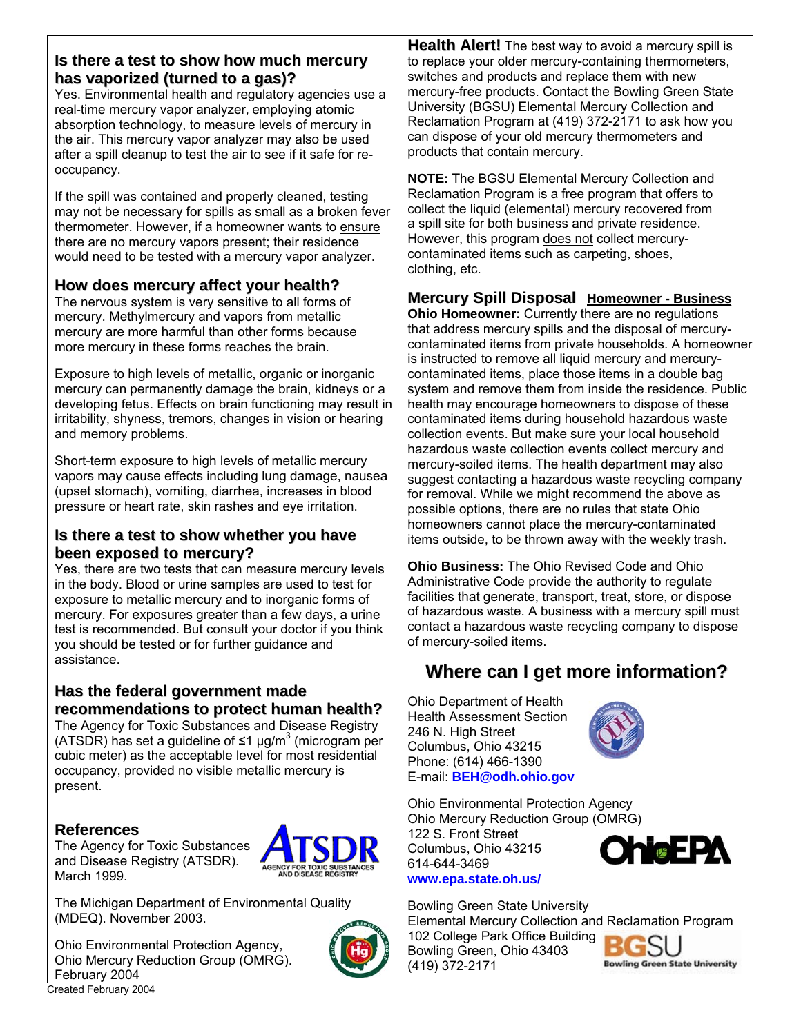## Is there a test to show how much mercury has vaporized (turned to a gas)?

Yes. Environmental health and regulatory agencies use a real-time mercury vapor analyzer, employing atomic absorption technology, to measure levels of mercury in the air. This mercury vapor analyzer may also be used after a spill cleanup to test the air to see if it safe for re-occupancy.

If the spill was contained and properly cleaned, testing may not be necessary for spills as small as a broken fever thermometer. However, if a homeowner wants to ensure there are no mercury vapors present; their residence would need to be tested with a mercury vapor analyzer.

## How does mercury affect your health?

The nervous system is very sensitive to all forms of mercury. Methylmercury and vapors from metallic mercury are more harmful than other forms because more mercury in these forms reaches the brain.

Exposure to high levels of metallic, organic or inorganic mercury can permanently damage the brain, kidneys or a developing fetus. Effects on brain functioning may result in irritability, shyness, tremors, changes in vision or hearing and memory problems.

Short-term exposure to high levels of metallic mercury vapors may cause effects including lung damage, nausea (upset stomach), vomiting, diarrhea, increases in blood pressure or heart rate, skin rashes and eye irritation.

## Is there a test to show whether you have been exposed to mercury?

Yes, there are two tests that can measure mercury levels in the body. Blood or urine samples are used to test for exposure to metallic mercury and to inorganic forms of mercury. For exposures greater than a few days, a urine test is recommended. But consult your doctor if you think you should be tested or for further guidance and assistance.

## Has the federal government made recommendations to protect human health?

The Agency for Toxic Substances and Disease Registry (ATSDR) has set a guideline of $\leq 1$ µg/m$^3$ (microgram per cubic meter) as the acceptable level for most residential occupancy, provided no visible metallic mercury is present.

## References

The Agency for Toxic Substances and Disease Registry (ATSDR). March 1999.

The Michigan Department of Environmental Quality (MDEQ). November 2003.

Ohio Environmental Protection Agency, Ohio Mercury Reduction Group (OMRG). February 2004

Created February 2004

**Health Alert!** The best way to avoid a mercury spill is to replace your older mercury-containing thermometers, switches and products and replace them with new mercury-free products. Contact the Bowling Green State University (BGSU) Elemental Mercury Collection and Reclamation Program at (419) 372-2171 to ask how you can dispose of your old mercury thermometers and products that contain mercury.

**NOTE:** The BGSU Elemental Mercury Collection and Reclamation Program is a free program that offers to collect the liquid (elemental) mercury recovered from a spill site for both business and private residence. However, this program does not collect mercury-contaminated items such as carpeting, shoes, clothing, etc.

## Mercury Spill Disposal **Homeowner - Business**

**Ohio Homeowner:** Currently there are no regulations that address mercury spills and the disposal of mercury-contaminated items from private households. A homeowner is instructed to remove all liquid mercury and mercury-contaminated items, place those items in a double bag system and remove them from inside the residence. Public health may encourage homeowners to dispose of these contaminated items during household hazardous waste collection events. But make sure your local household hazardous waste collection events collect mercury and mercury-soiled items. The health department may also suggest contacting a hazardous waste recycling company for removal. While we might recommend the above as possible options, there are no rules that state Ohio homeowners cannot place the mercury-contaminated items outside, to be thrown away with the weekly trash.

**Ohio Business:** The Ohio Revised Code and Ohio Administrative Code provide the authority to regulate facilities that generate, transport, treat, store, or dispose of hazardous waste. A business with a mercury spill must contact a hazardous waste recycling company to dispose of mercury-soiled items.

## Where can I get more information?

Ohio Department of Health
Health Assessment Section
246 N. High Street
Columbus, Ohio 43215
Phone: (614) 466-1390
E-mail: **BEH@odh.ohio.gov**

Ohio Environmental Protection Agency
Ohio Mercury Reduction Group (OMRG)
122 S. Front Street
Columbus, Ohio 43215
614-644-3469
**www.epa.state.oh.us/**

Bowling Green State University
Elemental Mercury Collection and Reclamation Program
102 College Park Office Building
Bowling Green, Ohio 43403
(419) 372-2171